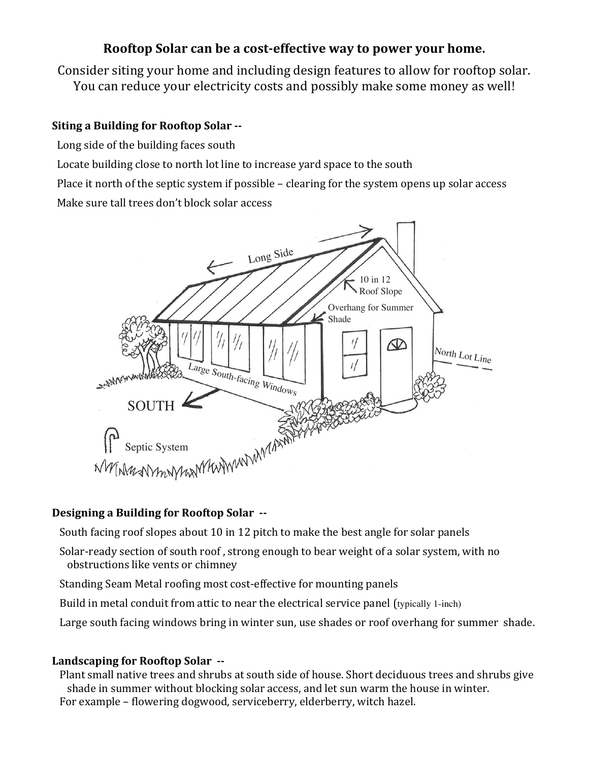**Rooftop Solar can be a cost-effective way to power your home.**

Consider siting your home and including design features to allow for rooftop solar. You can reduce your electricity costs and possibly make some money as well!

**Siting a Building for Rooftop Solar --**

Long side of the building faces south

Locate building close to north lot line to increase yard space to the south

Place it north of the septic system if possible – clearing for the system opens up solar access

Make sure tall trees don't block solar access

**Designing a Building for Rooftop Solar --**

South facing roof slopes about 10 in 12 pitch to make the best angle for solar panels

Solar-ready section of south roof , strong enough to bear weight of a solar system, with no obstructions like vents or chimney

Standing Seam Metal roofing most cost-effective for mounting panels

Build in metal conduit from attic to near the electrical service panel (typically 1-inch)

Large south facing windows bring in winter sun, use shades or roof overhang for summer shade.

**Landscaping for Rooftop Solar --**

Plant small native trees and shrubs at south side of house. Short deciduous trees and shrubs give shade in summer without blocking solar access, and let sun warm the house in winter.

For example – flowering dogwood, serviceberry, elderberry, witch hazel.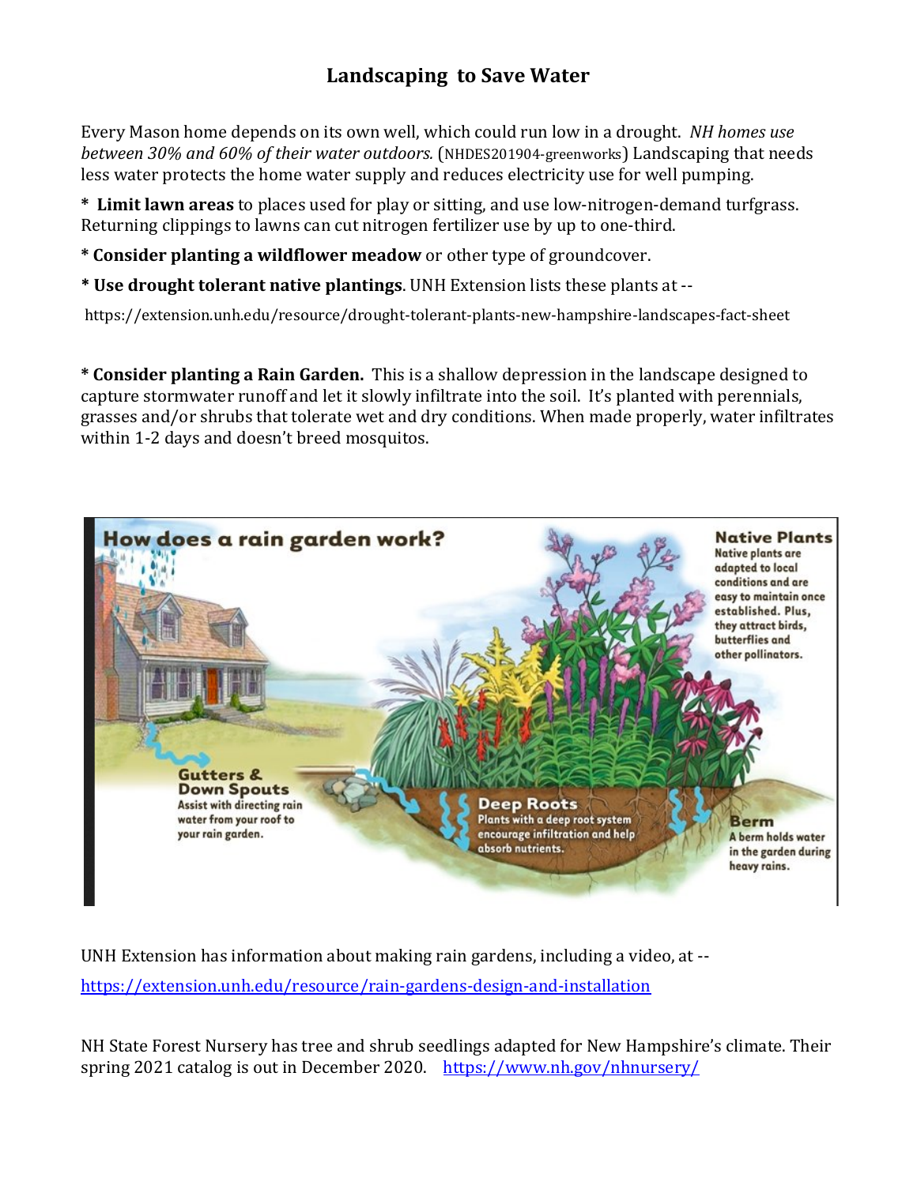# Landscaping to Save Water

Every Mason home depends on its own well, which could run low in a drought. *NH homes use between 30% and 60% of their water outdoors.* (NHDES201904-greenworks) Landscaping that needs less water protects the home water supply and reduces electricity use for well pumping.

* **Limit lawn areas** to places used for play or sitting, and use low-nitrogen-demand turfgrass. Returning clippings to lawns can cut nitrogen fertilizer use by up to one-third.

* **Consider planting a wildflower meadow** or other type of groundcover.

* **Use drought tolerant native plantings**. UNH Extension lists these plants at --

https://extension.unh.edu/resource/drought-tolerant-plants-new-hampshire-landscapes-fact-sheet

* **Consider planting a Rain Garden.** This is a shallow depression in the landscape designed to capture stormwater runoff and let it slowly infiltrate into the soil. It's planted with perennials, grasses and/or shrubs that tolerate wet and dry conditions. When made properly, water infiltrates within 1-2 days and doesn't breed mosquitos.

How does a rain garden work?

Native Plants
Native plants are adapted to local conditions and are easy to maintain once established. Plus, they attract birds, butterflies and other pollinators.

Gutters & Down Spouts
Assist with directing rain water from your roof to your rain garden.

Deep Roots
Plants with a deep root system encourage infiltration and help absorb nutrients.

Berm
A berm holds water in the garden during heavy rains.

UNH Extension has information about making rain gardens, including a video, at --

https://extension.unh.edu/resource/rain-gardens-design-and-installation

NH State Forest Nursery has tree and shrub seedlings adapted for New Hampshire's climate. Their spring 2021 catalog is out in December 2020. https://www.nh.gov/nhnursery/